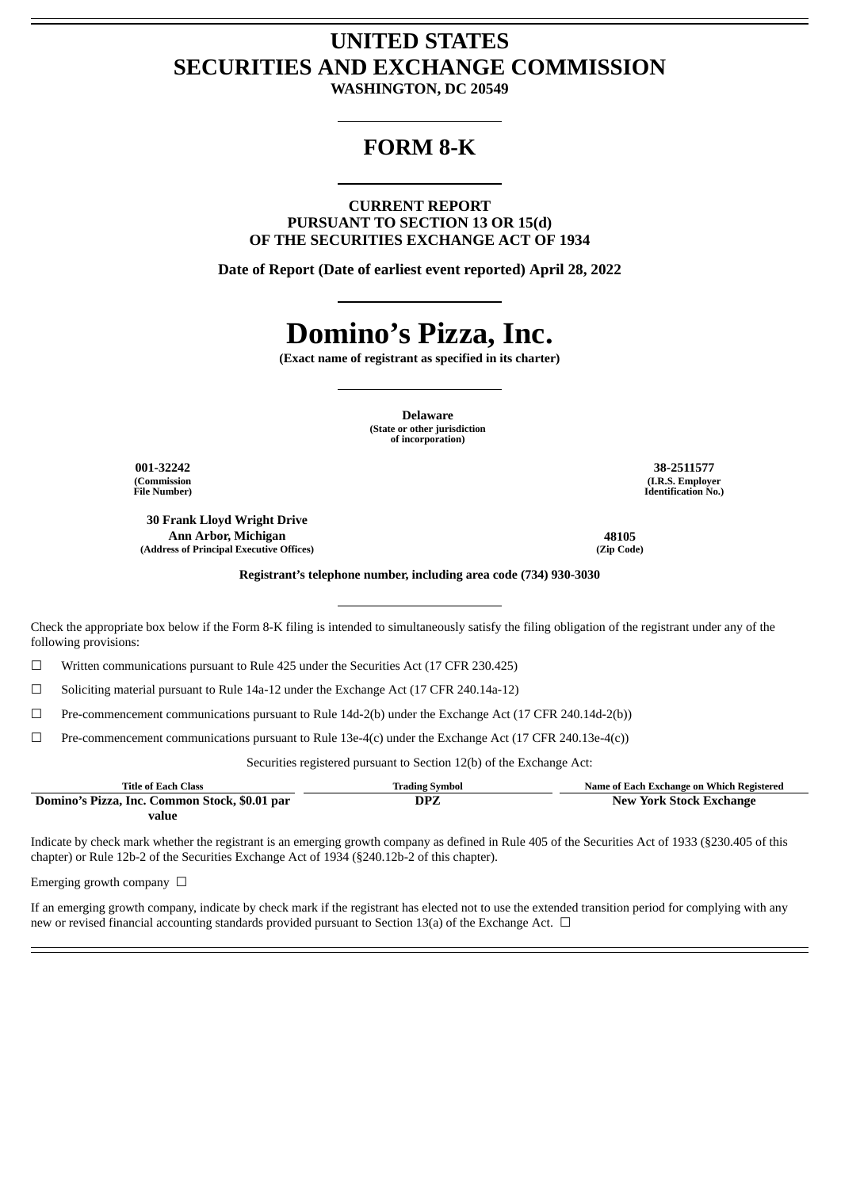# UNITED STATES
# SECURITIES AND EXCHANGE COMMISSION

**WASHINGTON, DC 20549**

## FORM 8-K

**CURRENT REPORT**
**PURSUANT TO SECTION 13 OR 15(d)**
**OF THE SECURITIES EXCHANGE ACT OF 1934**

**Date of Report (Date of earliest event reported) April 28, 2022**

# Domino's Pizza, Inc.

**(Exact name of registrant as specified in its charter)**

**Delaware**
**(State or other jurisdiction of incorporation)**

| | |
|---|---|
| **001-32242** | **38-2511577** |
| **(Commission File Number)** | **(I.R.S. Employer Identification No.)** |

| | |
|---|---|
| **30 Frank Lloyd Wright Drive** | |
| **Ann Arbor, Michigan** | **48105** |
| **(Address of Principal Executive Offices)** | **(Zip Code)** |

**Registrant's telephone number, including area code (734) 930-3030**

Check the appropriate box below if the Form 8-K filing is intended to simultaneously satisfy the filing obligation of the registrant under any of the following provisions:

☐ Written communications pursuant to Rule 425 under the Securities Act (17 CFR 230.425)

☐ Soliciting material pursuant to Rule 14a-12 under the Exchange Act (17 CFR 240.14a-12)

☐ Pre-commencement communications pursuant to Rule 14d-2(b) under the Exchange Act (17 CFR 240.14d-2(b))

☐ Pre-commencement communications pursuant to Rule 13e-4(c) under the Exchange Act (17 CFR 240.13e-4(c))

Securities registered pursuant to Section 12(b) of the Exchange Act:

| Title of Each Class | Trading Symbol | Name of Each Exchange on Which Registered |
|---|---|---|
| **Domino's Pizza, Inc. Common Stock, $0.01 par value** | **DPZ** | **New York Stock Exchange** |

Indicate by check mark whether the registrant is an emerging growth company as defined in Rule 405 of the Securities Act of 1933 (§230.405 of this chapter) or Rule 12b-2 of the Securities Exchange Act of 1934 (§240.12b-2 of this chapter).

Emerging growth company ☐

If an emerging growth company, indicate by check mark if the registrant has elected not to use the extended transition period for complying with any new or revised financial accounting standards provided pursuant to Section 13(a) of the Exchange Act. ☐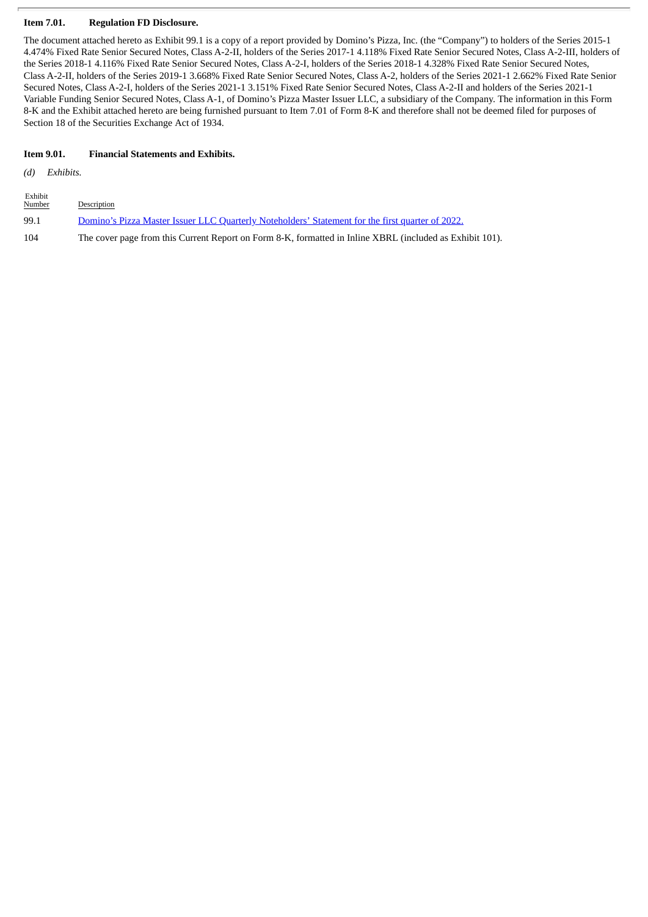**Item 7.01. Regulation FD Disclosure.**

The document attached hereto as Exhibit 99.1 is a copy of a report provided by Domino's Pizza, Inc. (the "Company") to holders of the Series 2015-1 4.474% Fixed Rate Senior Secured Notes, Class A-2-II, holders of the Series 2017-1 4.118% Fixed Rate Senior Secured Notes, Class A-2-III, holders of the Series 2018-1 4.116% Fixed Rate Senior Secured Notes, Class A-2-I, holders of the Series 2018-1 4.328% Fixed Rate Senior Secured Notes, Class A-2-II, holders of the Series 2019-1 3.668% Fixed Rate Senior Secured Notes, Class A-2, holders of the Series 2021-1 2.662% Fixed Rate Senior Secured Notes, Class A-2-I, holders of the Series 2021-1 3.151% Fixed Rate Senior Secured Notes, Class A-2-II and holders of the Series 2021-1 Variable Funding Senior Secured Notes, Class A-1, of Domino's Pizza Master Issuer LLC, a subsidiary of the Company. The information in this Form 8-K and the Exhibit attached hereto are being furnished pursuant to Item 7.01 of Form 8-K and therefore shall not be deemed filed for purposes of Section 18 of the Securities Exchange Act of 1934.

**Item 9.01. Financial Statements and Exhibits.**

*(d) Exhibits.*

| Exhibit Number | Description |
|---|---|
| 99.1 | Domino's Pizza Master Issuer LLC Quarterly Noteholders' Statement for the first quarter of 2022. |
| 104 | The cover page from this Current Report on Form 8-K, formatted in Inline XBRL (included as Exhibit 101). |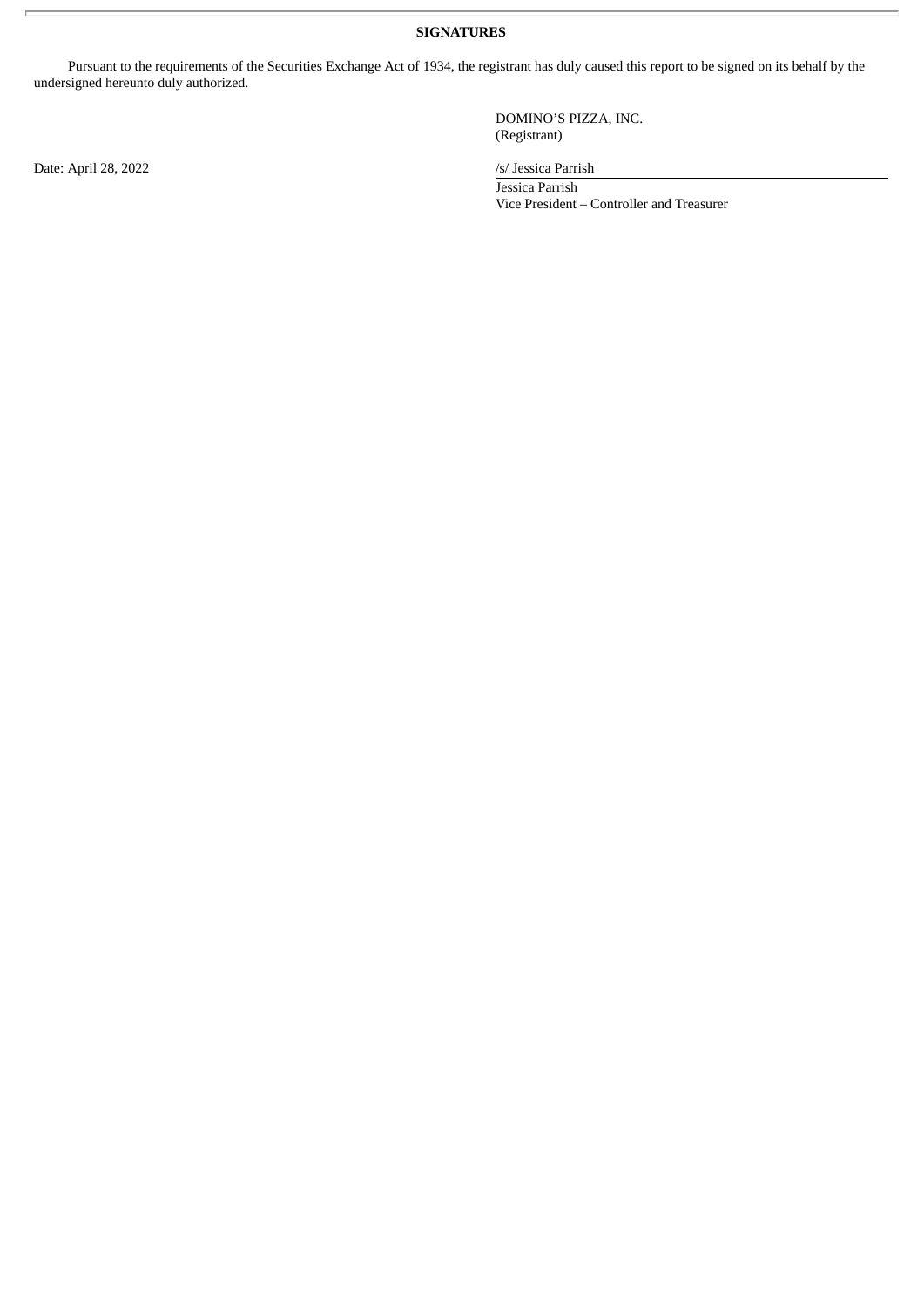**SIGNATURES**

Pursuant to the requirements of the Securities Exchange Act of 1934, the registrant has duly caused this report to be signed on its behalf by the undersigned hereunto duly authorized.

DOMINO'S PIZZA, INC.
(Registrant)

Date: April 28, 2022

/s/ Jessica Parrish

Jessica Parrish
Vice President – Controller and Treasurer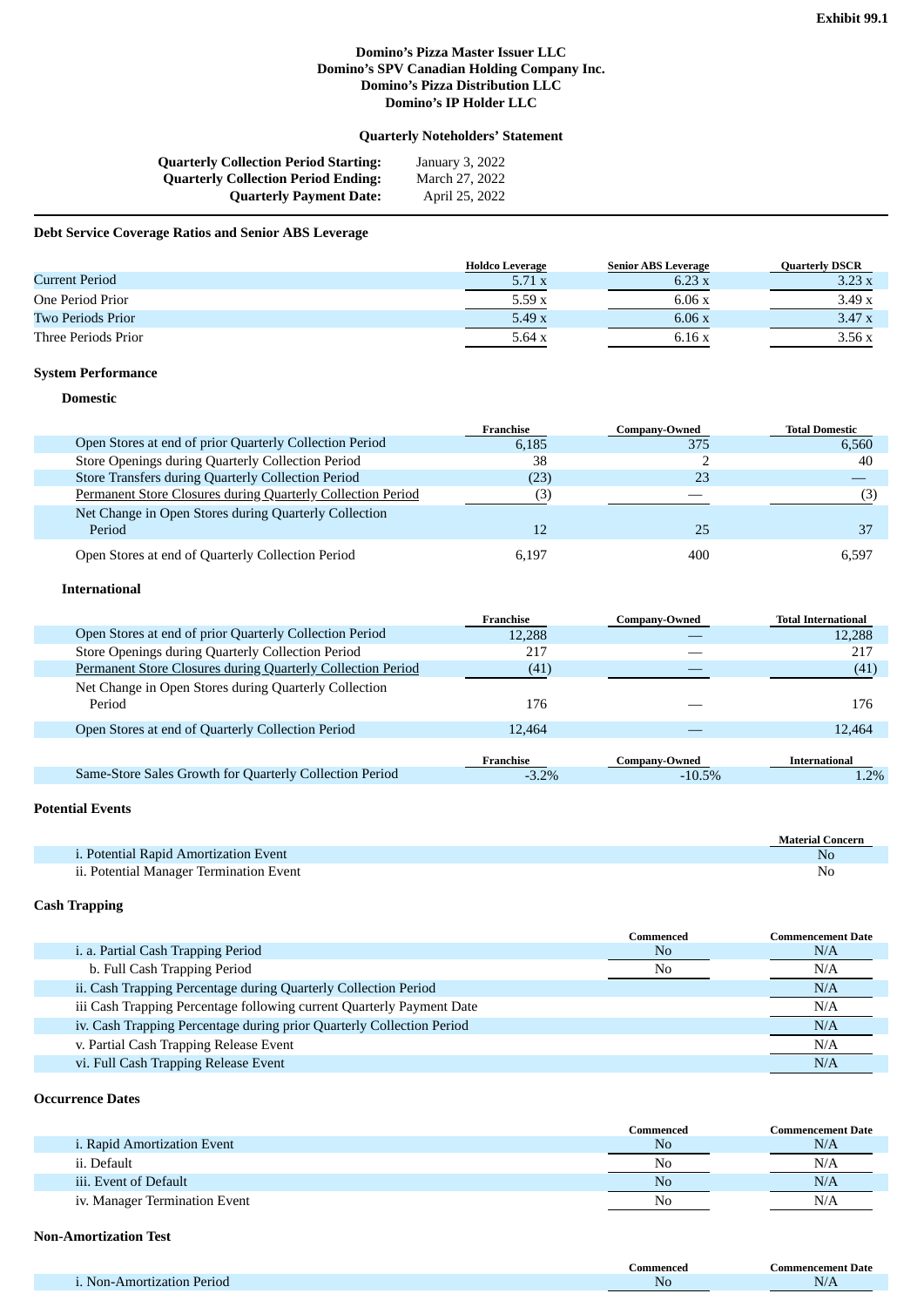Exhibit 99.1

**Domino's Pizza Master Issuer LLC**
**Domino's SPV Canadian Holding Company Inc.**
**Domino's Pizza Distribution LLC**
**Domino's IP Holder LLC**

**Quarterly Noteholders' Statement**

| | |
|---|---|
| **Quarterly Collection Period Starting:** | January 3, 2022 |
| **Quarterly Collection Period Ending:** | March 27, 2022 |
| **Quarterly Payment Date:** | April 25, 2022 |

## Debt Service Coverage Ratios and Senior ABS Leverage

| | Holdco Leverage | Senior ABS Leverage | Quarterly DSCR |
|---|---|---|---|
| Current Period | 5.71 x | 6.23 x | 3.23 x |
| One Period Prior | 5.59 x | 6.06 x | 3.49 x |
| Two Periods Prior | 5.49 x | 6.06 x | 3.47 x |
| Three Periods Prior | 5.64 x | 6.16 x | 3.56 x |

## System Performance

### Domestic

| | Franchise | Company-Owned | Total Domestic |
|---|---|---|---|
| Open Stores at end of prior Quarterly Collection Period | 6,185 | 375 | 6,560 |
| Store Openings during Quarterly Collection Period | 38 | 2 | 40 |
| Store Transfers during Quarterly Collection Period | (23) | 23 | — |
| Permanent Store Closures during Quarterly Collection Period | (3) | — | (3) |
| Net Change in Open Stores during Quarterly Collection Period | 12 | 25 | 37 |
| Open Stores at end of Quarterly Collection Period | 6,197 | 400 | 6,597 |

### International

| | Franchise | Company-Owned | Total International |
|---|---|---|---|
| Open Stores at end of prior Quarterly Collection Period | 12,288 | — | 12,288 |
| Store Openings during Quarterly Collection Period | 217 | — | 217 |
| Permanent Store Closures during Quarterly Collection Period | (41) | — | (41) |
| Net Change in Open Stores during Quarterly Collection Period | 176 | — | 176 |
| Open Stores at end of Quarterly Collection Period | 12,464 | — | 12,464 |

| | Franchise | Company-Owned | International |
|---|---|---|---|
| Same-Store Sales Growth for Quarterly Collection Period | -3.2% | -10.5% | 1.2% |

## Potential Events

| | Material Concern |
|---|---|
| i. Potential Rapid Amortization Event | No |
| ii. Potential Manager Termination Event | No |

## Cash Trapping

| | Commenced | Commencement Date |
|---|---|---|
| i. a. Partial Cash Trapping Period | No | N/A |
| b. Full Cash Trapping Period | No | N/A |
| ii. Cash Trapping Percentage during Quarterly Collection Period | | N/A |
| iii Cash Trapping Percentage following current Quarterly Payment Date | | N/A |
| iv. Cash Trapping Percentage during prior Quarterly Collection Period | | N/A |
| v. Partial Cash Trapping Release Event | | N/A |
| vi. Full Cash Trapping Release Event | | N/A |

## Occurrence Dates

| | Commenced | Commencement Date |
|---|---|---|
| i. Rapid Amortization Event | No | N/A |
| ii. Default | No | N/A |
| iii. Event of Default | No | N/A |
| iv. Manager Termination Event | No | N/A |

## Non-Amortization Test

| | Commenced | Commencement Date |
|---|---|---|
| i. Non-Amortization Period | No | N/A |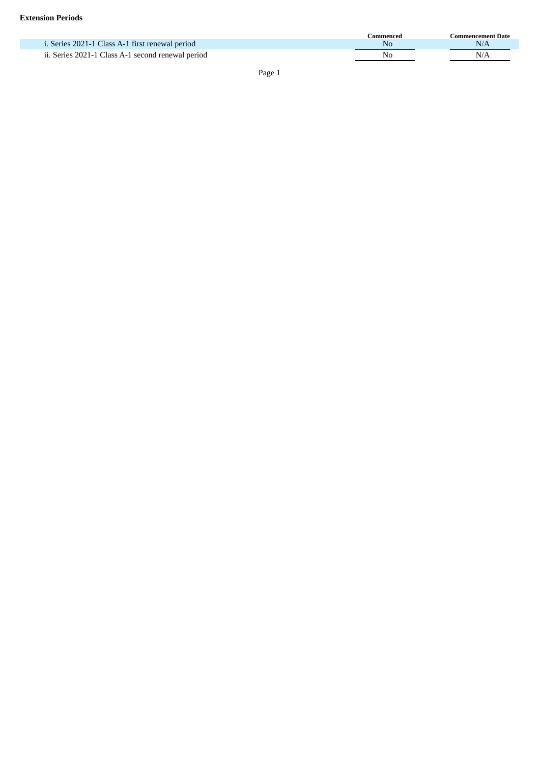**Extension Periods**

| | Commenced | Commencement Date |
|---|---|---|
| i. Series 2021-1 Class A-1 first renewal period | No | N/A |
| ii. Series 2021-1 Class A-1 second renewal period | No | N/A |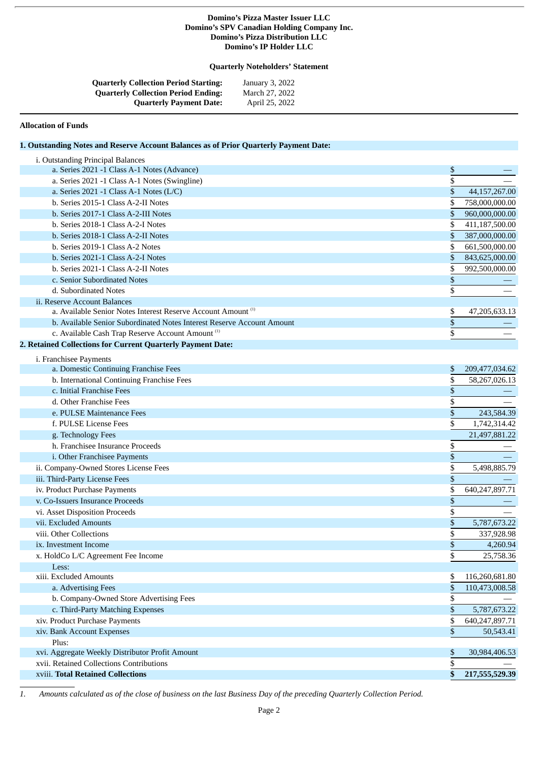**Domino's Pizza Master Issuer LLC**
**Domino's SPV Canadian Holding Company Inc.**
**Domino's Pizza Distribution LLC**
**Domino's IP Holder LLC**

**Quarterly Noteholders' Statement**

| | |
|---|---|
| **Quarterly Collection Period Starting:** | January 3, 2022 |
| **Quarterly Collection Period Ending:** | March 27, 2022 |
| **Quarterly Payment Date:** | April 25, 2022 |

**Allocation of Funds**

| | | |
|---|---|---|
| **1. Outstanding Notes and Reserve Account Balances as of Prior Quarterly Payment Date:** | | |
| i. Outstanding Principal Balances | | |
| a. Series 2021 -1 Class A-1 Notes (Advance) | $ | — |
| a. Series 2021 -1 Class A-1 Notes (Swingline) | $ | — |
| a. Series 2021 -1 Class A-1 Notes (L/C) | $ | 44,157,267.00 |
| b. Series 2015-1 Class A-2-II Notes | $ | 758,000,000.00 |
| b. Series 2017-1 Class A-2-III Notes | $ | 960,000,000.00 |
| b. Series 2018-1 Class A-2-I Notes | $ | 411,187,500.00 |
| b. Series 2018-1 Class A-2-II Notes | $ | 387,000,000.00 |
| b. Series 2019-1 Class A-2 Notes | $ | 661,500,000.00 |
| b. Series 2021-1 Class A-2-I Notes | $ | 843,625,000.00 |
| b. Series 2021-1 Class A-2-II Notes | $ | 992,500,000.00 |
| c. Senior Subordinated Notes | $ | — |
| d. Subordinated Notes | $ | — |
| ii. Reserve Account Balances | | |
| a. Available Senior Notes Interest Reserve Account Amount [1] | $ | 47,205,633.13 |
| b. Available Senior Subordinated Notes Interest Reserve Account Amount | $ | — |
| c. Available Cash Trap Reserve Account Amount [1] | $ | — |
| **2. Retained Collections for Current Quarterly Payment Date:** | | |
| i. Franchisee Payments | | |
| a. Domestic Continuing Franchise Fees | $ | 209,477,034.62 |
| b. International Continuing Franchise Fees | $ | 58,267,026.13 |
| c. Initial Franchise Fees | $ | — |
| d. Other Franchise Fees | $ | — |
| e. PULSE Maintenance Fees | $ | 243,584.39 |
| f. PULSE License Fees | $ | 1,742,314.42 |
| g. Technology Fees | | 21,497,881.22 |
| h. Franchisee Insurance Proceeds | $ | — |
| i. Other Franchisee Payments | $ | — |
| ii. Company-Owned Stores License Fees | $ | 5,498,885.79 |
| iii. Third-Party License Fees | $ | — |
| iv. Product Purchase Payments | $ | 640,247,897.71 |
| v. Co-Issuers Insurance Proceeds | $ | — |
| vi. Asset Disposition Proceeds | $ | — |
| vii. Excluded Amounts | $ | 5,787,673.22 |
| viii. Other Collections | $ | 337,928.98 |
| ix. Investment Income | $ | 4,260.94 |
| x. HoldCo L/C Agreement Fee Income | $ | 25,758.36 |
| Less: | | |
| xiii. Excluded Amounts | $ | 116,260,681.80 |
| a. Advertising Fees | $ | 110,473,008.58 |
| b. Company-Owned Store Advertising Fees | $ | — |
| c. Third-Party Matching Expenses | $ | 5,787,673.22 |
| xiv. Product Purchase Payments | $ | 640,247,897.71 |
| xiv. Bank Account Expenses | $ | 50,543.41 |
| Plus: | | |
| xvi. Aggregate Weekly Distributor Profit Amount | $ | 30,984,406.53 |
| xvii. Retained Collections Contributions | $ | — |
| xviii. **Total Retained Collections** | **$** | **217,555,529.39** |

1. *Amounts calculated as of the close of business on the last Business Day of the preceding Quarterly Collection Period.*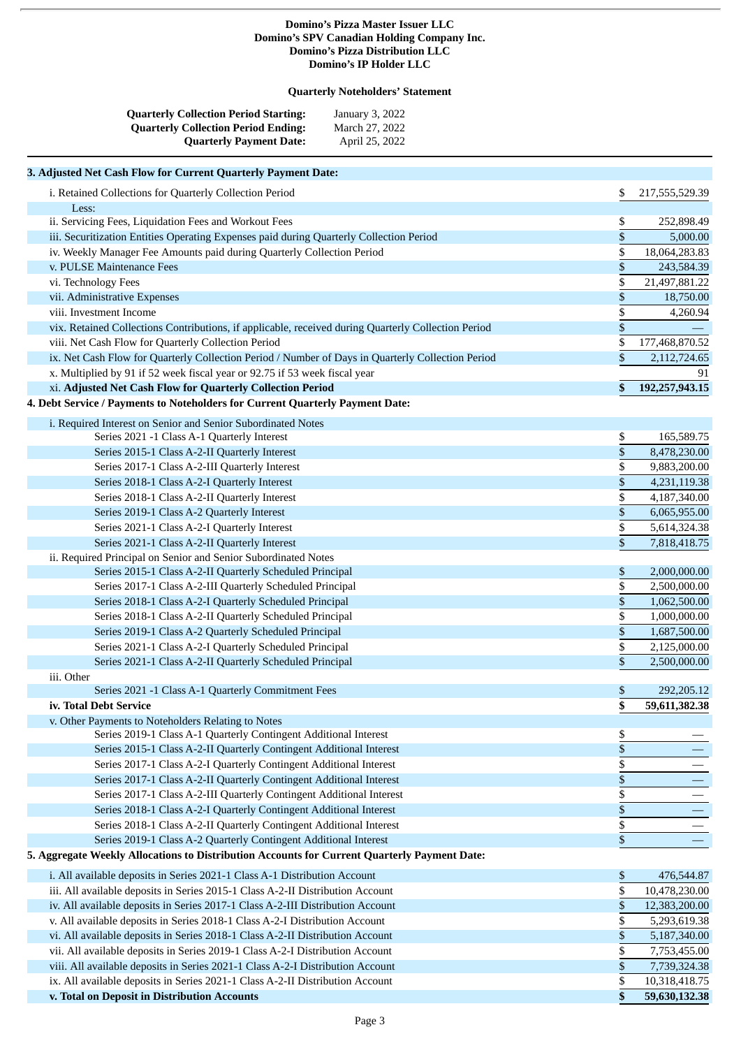**Domino's Pizza Master Issuer LLC**
**Domino's SPV Canadian Holding Company Inc.**
**Domino's Pizza Distribution LLC**
**Domino's IP Holder LLC**

**Quarterly Noteholders' Statement**

| | |
|---|---|
| **Quarterly Collection Period Starting:** | January 3, 2022 |
| **Quarterly Collection Period Ending:** | March 27, 2022 |
| **Quarterly Payment Date:** | April 25, 2022 |

| | |
|---|---|
| **3. Adjusted Net Cash Flow for Current Quarterly Payment Date:** | |
| i. Retained Collections for Quarterly Collection Period | $ 217,555,529.39 |
| Less: | |
| ii. Servicing Fees, Liquidation Fees and Workout Fees | $ 252,898.49 |
| iii. Securitization Entities Operating Expenses paid during Quarterly Collection Period | $ 5,000.00 |
| iv. Weekly Manager Fee Amounts paid during Quarterly Collection Period | $ 18,064,283.83 |
| v. PULSE Maintenance Fees | $ 243,584.39 |
| vi. Technology Fees | $ 21,497,881.22 |
| vii. Administrative Expenses | $ 18,750.00 |
| viii. Investment Income | $ 4,260.94 |
| vix. Retained Collections Contributions, if applicable, received during Quarterly Collection Period | $ — |
| viii. Net Cash Flow for Quarterly Collection Period | $ 177,468,870.52 |
| ix. Net Cash Flow for Quarterly Collection Period / Number of Days in Quarterly Collection Period | $ 2,112,724.65 |
| x. Multiplied by 91 if 52 week fiscal year or 92.75 if 53 week fiscal year | 91 |
| xi. **Adjusted Net Cash Flow for Quarterly Collection Period** | **$ 192,257,943.15** |
| **4. Debt Service / Payments to Noteholders for Current Quarterly Payment Date:** | |
| i. Required Interest on Senior and Senior Subordinated Notes | |
| Series 2021 -1 Class A-1 Quarterly Interest | $ 165,589.75 |
| Series 2015-1 Class A-2-II Quarterly Interest | $ 8,478,230.00 |
| Series 2017-1 Class A-2-III Quarterly Interest | $ 9,883,200.00 |
| Series 2018-1 Class A-2-I Quarterly Interest | $ 4,231,119.38 |
| Series 2018-1 Class A-2-II Quarterly Interest | $ 4,187,340.00 |
| Series 2019-1 Class A-2 Quarterly Interest | $ 6,065,955.00 |
| Series 2021-1 Class A-2-I Quarterly Interest | $ 5,614,324.38 |
| Series 2021-1 Class A-2-II Quarterly Interest | $ 7,818,418.75 |
| ii. Required Principal on Senior and Senior Subordinated Notes | |
| Series 2015-1 Class A-2-II Quarterly Scheduled Principal | $ 2,000,000.00 |
| Series 2017-1 Class A-2-III Quarterly Scheduled Principal | $ 2,500,000.00 |
| Series 2018-1 Class A-2-I Quarterly Scheduled Principal | $ 1,062,500.00 |
| Series 2018-1 Class A-2-II Quarterly Scheduled Principal | $ 1,000,000.00 |
| Series 2019-1 Class A-2 Quarterly Scheduled Principal | $ 1,687,500.00 |
| Series 2021-1 Class A-2-I Quarterly Scheduled Principal | $ 2,125,000.00 |
| Series 2021-1 Class A-2-II Quarterly Scheduled Principal | $ 2,500,000.00 |
| iii. Other | |
| Series 2021 -1 Class A-1 Quarterly Commitment Fees | $ 292,205.12 |
| **iv. Total Debt Service** | **$ 59,611,382.38** |
| v. Other Payments to Noteholders Relating to Notes | |
| Series 2019-1 Class A-1 Quarterly Contingent Additional Interest | $ — |
| Series 2015-1 Class A-2-II Quarterly Contingent Additional Interest | $ — |
| Series 2017-1 Class A-2-I Quarterly Contingent Additional Interest | $ — |
| Series 2017-1 Class A-2-II Quarterly Contingent Additional Interest | $ — |
| Series 2017-1 Class A-2-III Quarterly Contingent Additional Interest | $ — |
| Series 2018-1 Class A-2-I Quarterly Contingent Additional Interest | $ — |
| Series 2018-1 Class A-2-II Quarterly Contingent Additional Interest | $ — |
| Series 2019-1 Class A-2 Quarterly Contingent Additional Interest | $ — |
| **5. Aggregate Weekly Allocations to Distribution Accounts for Current Quarterly Payment Date:** | |
| i. All available deposits in Series 2021-1 Class A-1 Distribution Account | $ 476,544.87 |
| iii. All available deposits in Series 2015-1 Class A-2-II Distribution Account | $ 10,478,230.00 |
| iv. All available deposits in Series 2017-1 Class A-2-III Distribution Account | $ 12,383,200.00 |
| v. All available deposits in Series 2018-1 Class A-2-I Distribution Account | $ 5,293,619.38 |
| vi. All available deposits in Series 2018-1 Class A-2-II Distribution Account | $ 5,187,340.00 |
| vii. All available deposits in Series 2019-1 Class A-2-I Distribution Account | $ 7,753,455.00 |
| viii. All available deposits in Series 2021-1 Class A-2-I Distribution Account | $ 7,739,324.38 |
| ix. All available deposits in Series 2021-1 Class A-2-II Distribution Account | $ 10,318,418.75 |
| **v. Total on Deposit in Distribution Accounts** | **$ 59,630,132.38** |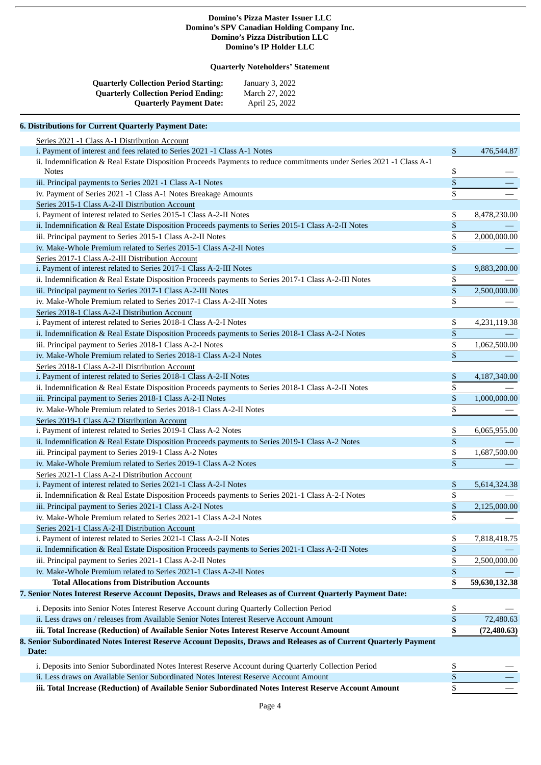**Domino's Pizza Master Issuer LLC**
**Domino's SPV Canadian Holding Company Inc.**
**Domino's Pizza Distribution LLC**
**Domino's IP Holder LLC**

**Quarterly Noteholders' Statement**

| | |
|---|---|
| **Quarterly Collection Period Starting:** | January 3, 2022 |
| **Quarterly Collection Period Ending:** | March 27, 2022 |
| **Quarterly Payment Date:** | April 25, 2022 |

| | |
|---|---|
| **6. Distributions for Current Quarterly Payment Date:** | |
| Series 2021 -1 Class A-1 Distribution Account | |
| i. Payment of interest and fees related to Series 2021 -1 Class A-1 Notes | $ 476,544.87 |
| ii. Indemnification & Real Estate Disposition Proceeds Payments to reduce commitments under Series 2021 -1 Class A-1 Notes | $ — |
| iii. Principal payments to Series 2021 -1 Class A-1 Notes | $ — |
| iv. Payment of Series 2021 -1 Class A-1 Notes Breakage Amounts | $ — |
| Series 2015-1 Class A-2-II Distribution Account | |
| i. Payment of interest related to Series 2015-1 Class A-2-II Notes | $ 8,478,230.00 |
| ii. Indemnification & Real Estate Disposition Proceeds payments to Series 2015-1 Class A-2-II Notes | $ — |
| iii. Principal payment to Series 2015-1 Class A-2-II Notes | $ 2,000,000.00 |
| iv. Make-Whole Premium related to Series 2015-1 Class A-2-II Notes | $ — |
| Series 2017-1 Class A-2-III Distribution Account | |
| i. Payment of interest related to Series 2017-1 Class A-2-III Notes | $ 9,883,200.00 |
| ii. Indemnification & Real Estate Disposition Proceeds payments to Series 2017-1 Class A-2-III Notes | $ — |
| iii. Principal payment to Series 2017-1 Class A-2-III Notes | $ 2,500,000.00 |
| iv. Make-Whole Premium related to Series 2017-1 Class A-2-III Notes | $ — |
| Series 2018-1 Class A-2-I Distribution Account | |
| i. Payment of interest related to Series 2018-1 Class A-2-I Notes | $ 4,231,119.38 |
| ii. Indemnification & Real Estate Disposition Proceeds payments to Series 2018-1 Class A-2-I Notes | $ — |
| iii. Principal payment to Series 2018-1 Class A-2-I Notes | $ 1,062,500.00 |
| iv. Make-Whole Premium related to Series 2018-1 Class A-2-I Notes | $ — |
| Series 2018-1 Class A-2-II Distribution Account | |
| i. Payment of interest related to Series 2018-1 Class A-2-II Notes | $ 4,187,340.00 |
| ii. Indemnification & Real Estate Disposition Proceeds payments to Series 2018-1 Class A-2-II Notes | $ — |
| iii. Principal payment to Series 2018-1 Class A-2-II Notes | $ 1,000,000.00 |
| iv. Make-Whole Premium related to Series 2018-1 Class A-2-II Notes | $ — |
| Series 2019-1 Class A-2 Distribution Account | |
| i. Payment of interest related to Series 2019-1 Class A-2 Notes | $ 6,065,955.00 |
| ii. Indemnification & Real Estate Disposition Proceeds payments to Series 2019-1 Class A-2 Notes | $ — |
| iii. Principal payment to Series 2019-1 Class A-2 Notes | $ 1,687,500.00 |
| iv. Make-Whole Premium related to Series 2019-1 Class A-2 Notes | $ — |
| Series 2021-1 Class A-2-I Distribution Account | |
| i. Payment of interest related to Series 2021-1 Class A-2-I Notes | $ 5,614,324.38 |
| ii. Indemnification & Real Estate Disposition Proceeds payments to Series 2021-1 Class A-2-I Notes | $ — |
| iii. Principal payment to Series 2021-1 Class A-2-I Notes | $ 2,125,000.00 |
| iv. Make-Whole Premium related to Series 2021-1 Class A-2-I Notes | $ — |
| Series 2021-1 Class A-2-II Distribution Account | |
| i. Payment of interest related to Series 2021-1 Class A-2-II Notes | $ 7,818,418.75 |
| ii. Indemnification & Real Estate Disposition Proceeds payments to Series 2021-1 Class A-2-II Notes | $ — |
| iii. Principal payment to Series 2021-1 Class A-2-II Notes | $ 2,500,000.00 |
| iv. Make-Whole Premium related to Series 2021-1 Class A-2-II Notes | $ — |
| **Total Allocations from Distribution Accounts** | **$ 59,630,132.38** |
| **7. Senior Notes Interest Reserve Account Deposits, Draws and Releases as of Current Quarterly Payment Date:** | |
| i. Deposits into Senior Notes Interest Reserve Account during Quarterly Collection Period | $ — |
| ii. Less draws on / releases from Available Senior Notes Interest Reserve Account Amount | $ 72,480.63 |
| **iii. Total Increase (Reduction) of Available Senior Notes Interest Reserve Account Amount** | **$ (72,480.63)** |
| **8. Senior Subordinated Notes Interest Reserve Account Deposits, Draws and Releases as of Current Quarterly Payment Date:** | |
| i. Deposits into Senior Subordinated Notes Interest Reserve Account during Quarterly Collection Period | $ — |
| ii. Less draws on Available Senior Subordinated Notes Interest Reserve Account Amount | $ — |
| **iii. Total Increase (Reduction) of Available Senior Subordinated Notes Interest Reserve Account Amount** | $ — |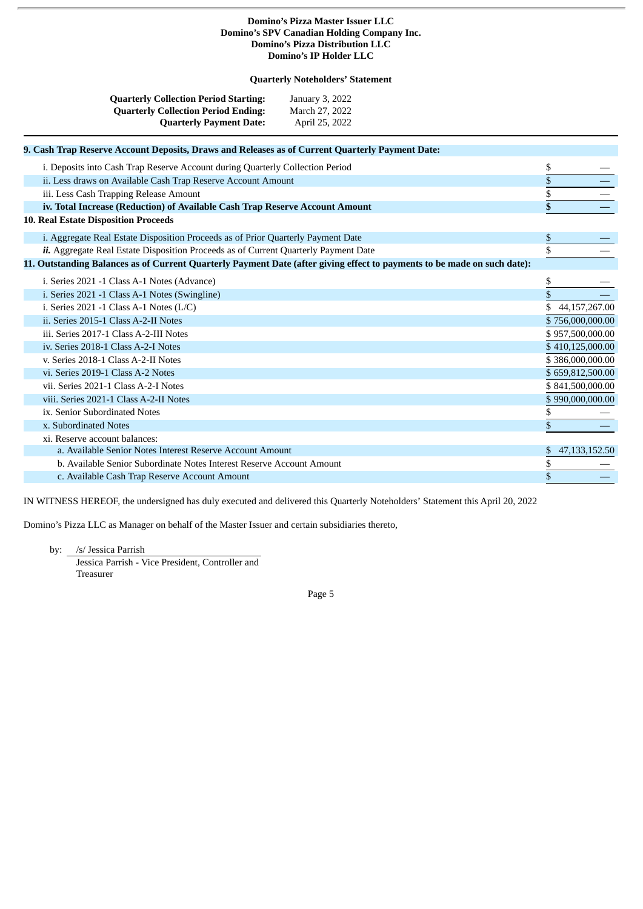**Domino's Pizza Master Issuer LLC**
**Domino's SPV Canadian Holding Company Inc.**
**Domino's Pizza Distribution LLC**
**Domino's IP Holder LLC**

**Quarterly Noteholders' Statement**

| | |
|---|---|
| **Quarterly Collection Period Starting:** | January 3, 2022 |
| **Quarterly Collection Period Ending:** | March 27, 2022 |
| **Quarterly Payment Date:** | April 25, 2022 |

| | |
|---|---|
| **9. Cash Trap Reserve Account Deposits, Draws and Releases as of Current Quarterly Payment Date:** | |
| i. Deposits into Cash Trap Reserve Account during Quarterly Collection Period | $ — |
| ii. Less draws on Available Cash Trap Reserve Account Amount | $ — |
| iii. Less Cash Trapping Release Amount | $ — |
| **iv. Total Increase (Reduction) of Available Cash Trap Reserve Account Amount** | **$ —** |
| **10. Real Estate Disposition Proceeds** | |
| i. Aggregate Real Estate Disposition Proceeds as of Prior Quarterly Payment Date | $ — |
| ***ii.*** Aggregate Real Estate Disposition Proceeds as of Current Quarterly Payment Date | $ — |
| **11. Outstanding Balances as of Current Quarterly Payment Date (after giving effect to payments to be made on such date):** | |
| i. Series 2021 -1 Class A-1 Notes (Advance) | $ — |
| i. Series 2021 -1 Class A-1 Notes (Swingline) | $ — |
| i. Series 2021 -1 Class A-1 Notes (L/C) | $ 44,157,267.00 |
| ii. Series 2015-1 Class A-2-II Notes | $ 756,000,000.00 |
| iii. Series 2017-1 Class A-2-III Notes | $ 957,500,000.00 |
| iv. Series 2018-1 Class A-2-I Notes | $ 410,125,000.00 |
| v. Series 2018-1 Class A-2-II Notes | $ 386,000,000.00 |
| vi. Series 2019-1 Class A-2 Notes | $ 659,812,500.00 |
| vii. Series 2021-1 Class A-2-I Notes | $ 841,500,000.00 |
| viii. Series 2021-1 Class A-2-II Notes | $ 990,000,000.00 |
| ix. Senior Subordinated Notes | $ — |
| x. Subordinated Notes | $ — |
| xi. Reserve account balances: | |
| a. Available Senior Notes Interest Reserve Account Amount | $ 47,133,152.50 |
| b. Available Senior Subordinate Notes Interest Reserve Account Amount | $ — |
| c. Available Cash Trap Reserve Account Amount | $ — |

IN WITNESS HEREOF, the undersigned has duly executed and delivered this Quarterly Noteholders' Statement this April 20, 2022

Domino's Pizza LLC as Manager on behalf of the Master Issuer and certain subsidiaries thereto,

by: /s/ Jessica Parrish
Jessica Parrish - Vice President, Controller and Treasurer